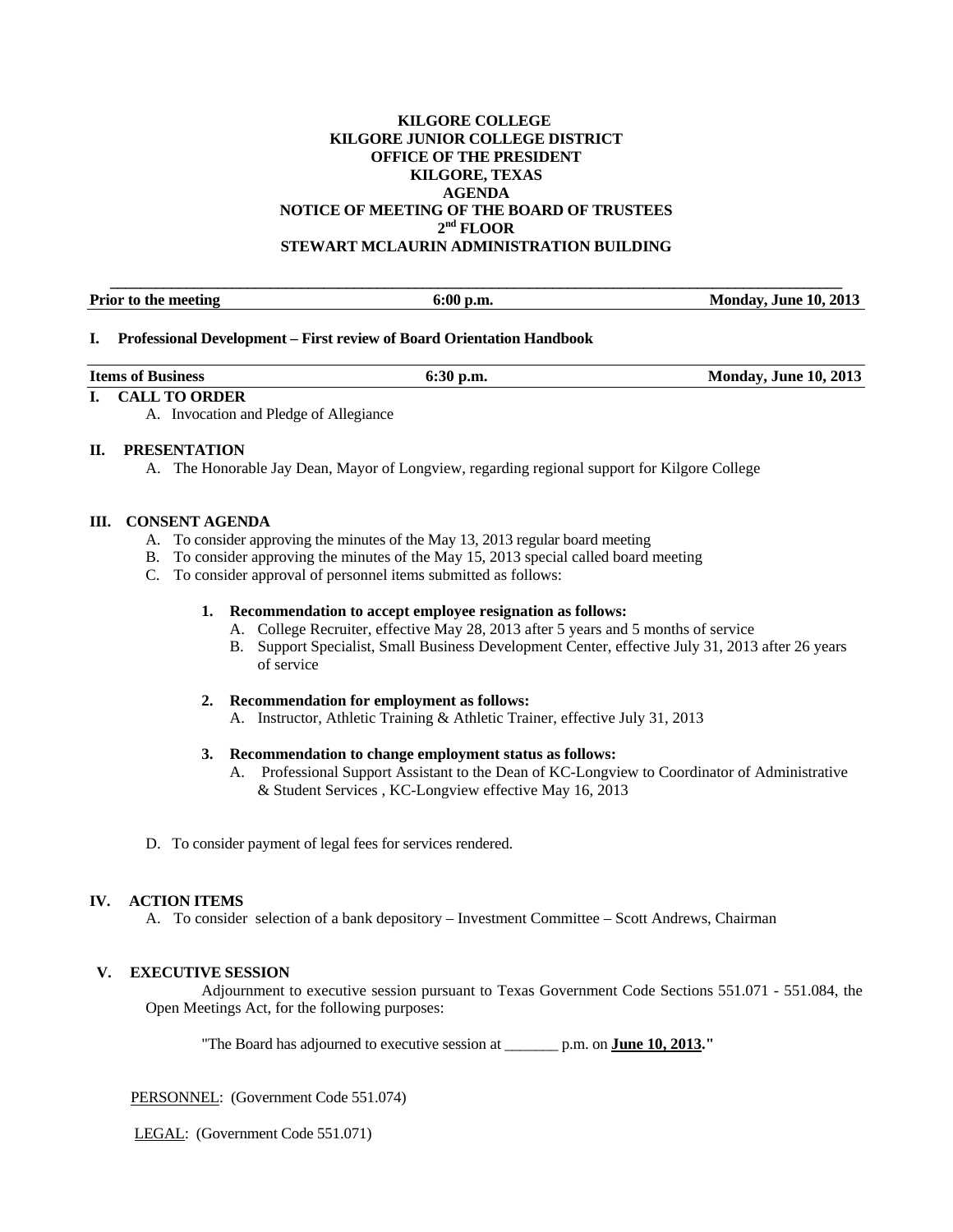**KILGORE COLLEGE**
**KILGORE JUNIOR COLLEGE DISTRICT**
**OFFICE OF THE PRESIDENT**
**KILGORE, TEXAS**
**AGENDA**
**NOTICE OF MEETING OF THE BOARD OF TRUSTEES**
**2nd FLOOR**
**STEWART MCLAURIN ADMINISTRATION BUILDING**

| **Prior to the meeting** | **6:00 p.m.** | **Monday, June 10, 2013** |
|---|---|---|

**I. Professional Development – First review of Board Orientation Handbook**

| **Items of Business** | **6:30 p.m.** | **Monday, June 10, 2013** |
|---|---|---|

**I. CALL TO ORDER**

A. Invocation and Pledge of Allegiance

**II. PRESENTATION**

A. The Honorable Jay Dean, Mayor of Longview, regarding regional support for Kilgore College

**III. CONSENT AGENDA**

A. To consider approving the minutes of the May 13, 2013 regular board meeting
B. To consider approving the minutes of the May 15, 2013 special called board meeting
C. To consider approval of personnel items submitted as follows:

**1. Recommendation to accept employee resignation as follows:**

A. College Recruiter, effective May 28, 2013 after 5 years and 5 months of service
B. Support Specialist, Small Business Development Center, effective July 31, 2013 after 26 years of service

**2. Recommendation for employment as follows:**

A. Instructor, Athletic Training & Athletic Trainer, effective July 31, 2013

**3. Recommendation to change employment status as follows:**

A. Professional Support Assistant to the Dean of KC-Longview to Coordinator of Administrative & Student Services , KC-Longview effective May 16, 2013

D. To consider payment of legal fees for services rendered.

**IV. ACTION ITEMS**

A. To consider selection of a bank depository – Investment Committee – Scott Andrews, Chairman

**V. EXECUTIVE SESSION**

Adjournment to executive session pursuant to Texas Government Code Sections 551.071 - 551.084, the Open Meetings Act, for the following purposes:

"The Board has adjourned to executive session at _______ p.m. on **June 10, 2013**."

PERSONNEL: (Government Code 551.074)

LEGAL: (Government Code 551.071)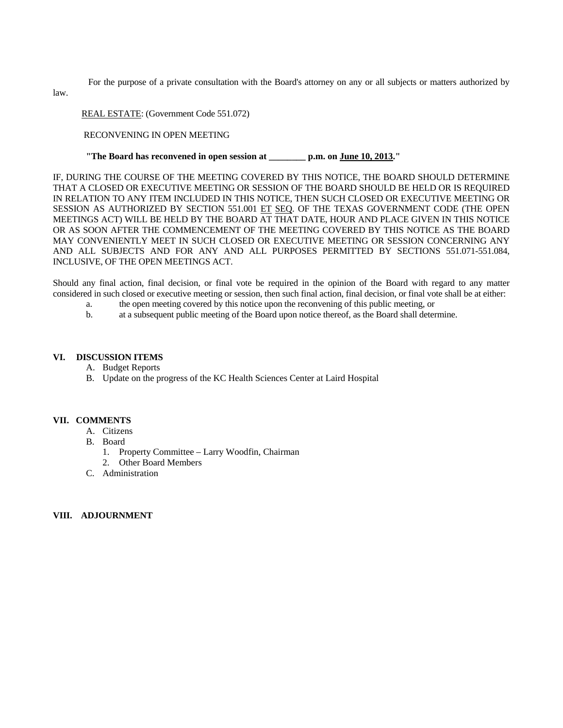For the purpose of a private consultation with the Board's attorney on any or all subjects or matters authorized by law.

REAL ESTATE: (Government Code 551.072)

RECONVENING IN OPEN MEETING

**"The Board has reconvened in open session at ________ p.m. on June 10, 2013."**

IF, DURING THE COURSE OF THE MEETING COVERED BY THIS NOTICE, THE BOARD SHOULD DETERMINE THAT A CLOSED OR EXECUTIVE MEETING OR SESSION OF THE BOARD SHOULD BE HELD OR IS REQUIRED IN RELATION TO ANY ITEM INCLUDED IN THIS NOTICE, THEN SUCH CLOSED OR EXECUTIVE MEETING OR SESSION AS AUTHORIZED BY SECTION 551.001 ET SEQ. OF THE TEXAS GOVERNMENT CODE (THE OPEN MEETINGS ACT) WILL BE HELD BY THE BOARD AT THAT DATE, HOUR AND PLACE GIVEN IN THIS NOTICE OR AS SOON AFTER THE COMMENCEMENT OF THE MEETING COVERED BY THIS NOTICE AS THE BOARD MAY CONVENIENTLY MEET IN SUCH CLOSED OR EXECUTIVE MEETING OR SESSION CONCERNING ANY AND ALL SUBJECTS AND FOR ANY AND ALL PURPOSES PERMITTED BY SECTIONS 551.071-551.084, INCLUSIVE, OF THE OPEN MEETINGS ACT.

Should any final action, final decision, or final vote be required in the opinion of the Board with regard to any matter considered in such closed or executive meeting or session, then such final action, final decision, or final vote shall be at either:

a. the open meeting covered by this notice upon the reconvening of this public meeting, or
b. at a subsequent public meeting of the Board upon notice thereof, as the Board shall determine.

## VI. DISCUSSION ITEMS

A. Budget Reports
B. Update on the progress of the KC Health Sciences Center at Laird Hospital

## VII. COMMENTS

A. Citizens
B. Board
   1. Property Committee – Larry Woodfin, Chairman
   2. Other Board Members
C. Administration

## VIII. ADJOURNMENT